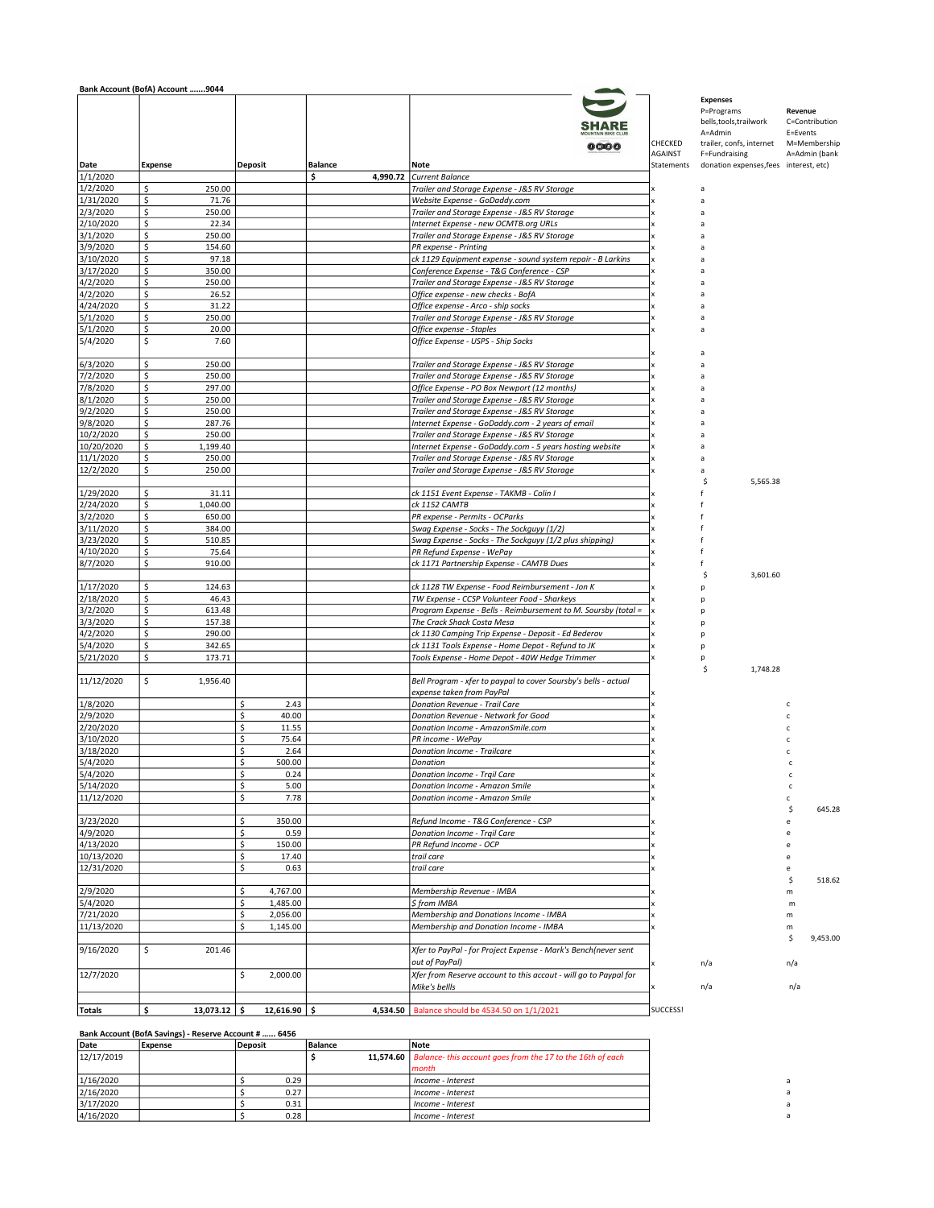**Bank Account (BofA) Account .......9044**

SHARE MOUNTAIN BIKE CLUB

| Date | Expense | Deposit | Balance | Note | CHECKED AGAINST Statements | Expenses P=Programs bells,tools,trailwork A=Admin trailer, confs, internet F=Fundraising donation expenses,fees | Revenue C=Contribution E=Events M=Membership A=Admin (bank interest, etc) |
|---|---|---|---|---|---|---|---|
| 1/1/2020 | | | $ 4,990.72 | *Current Balance* | | | |
| 1/2/2020 | $ 250.00 | | | *Trailer and Storage Expense - J&S RV Storage* | x | a | |
| 1/31/2020 | $ 71.76 | | | *Website Expense - GoDaddy.com* | x | a | |
| 2/3/2020 | $ 250.00 | | | *Trailer and Storage Expense - J&S RV Storage* | x | a | |
| 2/10/2020 | $ 22.34 | | | *Internet Expense - new OCMTB.org URLs* | x | a | |
| 3/1/2020 | $ 250.00 | | | *Trailer and Storage Expense - J&S RV Storage* | x | a | |
| 3/9/2020 | $ 154.60 | | | *PR expense - Printing* | x | a | |
| 3/10/2020 | $ 97.18 | | | *ck 1129 Equipment expense - sound system repair - B Larkins* | x | a | |
| 3/17/2020 | $ 350.00 | | | *Conference Expense - T&G Conference - CSP* | x | a | |
| 4/2/2020 | $ 250.00 | | | *Trailer and Storage Expense - J&S RV Storage* | x | a | |
| 4/2/2020 | $ 26.52 | | | *Office expense - new checks - BofA* | x | a | |
| 4/24/2020 | $ 31.22 | | | *Office expense - Arco - ship socks* | x | a | |
| 5/1/2020 | $ 250.00 | | | *Trailer and Storage Expense - J&S RV Storage* | x | a | |
| 5/1/2020 | $ 20.00 | | | *Office expense - Staples* | x | a | |
| 5/4/2020 | $ 7.60 | | | *Office Expense - USPS - Ship Socks* | x | a | |
| 6/3/2020 | $ 250.00 | | | *Trailer and Storage Expense - J&S RV Storage* | x | a | |
| 7/2/2020 | $ 250.00 | | | *Trailer and Storage Expense - J&S RV Storage* | x | a | |
| 7/8/2020 | $ 297.00 | | | *Office Expense - PO Box Newport (12 months)* | x | a | |
| 8/1/2020 | $ 250.00 | | | *Trailer and Storage Expense - J&S RV Storage* | x | a | |
| 9/2/2020 | $ 250.00 | | | *Trailer and Storage Expense - J&S RV Storage* | x | a | |
| 9/8/2020 | $ 287.76 | | | *Internet Expense - GoDaddy.com - 2 years of email* | x | a | |
| 10/2/2020 | $ 250.00 | | | *Trailer and Storage Expense - J&S RV Storage* | x | a | |
| 10/20/2020 | $ 1,199.40 | | | *Internet Expense - GoDaddy.com - 5 years hosting website* | x | a | |
| 11/1/2020 | $ 250.00 | | | *Trailer and Storage Expense - J&S RV Storage* | x | a | |
| 12/2/2020 | $ 250.00 | | | *Trailer and Storage Expense - J&S RV Storage* | x | a | |
| | | | | | | $ 5,565.38 | |
| 1/29/2020 | $ 31.11 | | | *ck 1151 Event Expense - TAKMB - Colin I* | x | f | |
| 2/24/2020 | $ 1,040.00 | | | *ck 1152 CAMTB* | x | f | |
| 3/2/2020 | $ 650.00 | | | *PR expense - Permits - OCParks* | x | f | |
| 3/11/2020 | $ 384.00 | | | *Swag Expense - Socks - The Sockguyy (1/2)* | x | f | |
| 3/23/2020 | $ 510.85 | | | *Swag Expense - Socks - The Sockguyy (1/2 plus shipping)* | x | f | |
| 4/10/2020 | $ 75.64 | | | *PR Refund Expense - WePay* | x | f | |
| 8/7/2020 | $ 910.00 | | | *ck 1171 Partnership Expense - CAMTB Dues* | x | f | |
| | | | | | | $ 3,601.60 | |
| 1/17/2020 | $ 124.63 | | | *ck 1128 TW Expense - Food Reimbursement - Jon K* | x | p | |
| 2/18/2020 | $ 46.43 | | | *TW Expense - CCSP Volunteer Food - Sharkeys* | x | p | |
| 3/2/2020 | $ 613.48 | | | *Program Expense - Bells - Reimbursement to M. Soursby (total =* | x | p | |
| 3/3/2020 | $ 157.38 | | | *The Crack Shack Costa Mesa* | x | p | |
| 4/2/2020 | $ 290.00 | | | *ck 1130 Camping Trip Expense - Deposit - Ed Bederov* | x | p | |
| 5/4/2020 | $ 342.65 | | | *ck 1131 Tools Expense - Home Depot - Refund to JK* | x | p | |
| 5/21/2020 | $ 173.71 | | | *Tools Expense - Home Depot - 40W Hedge Trimmer* | x | p | |
| | | | | | | $ 1,748.28 | |
| 11/12/2020 | $ 1,956.40 | | | *Bell Program - xfer to paypal to cover Soursby's bells - actual expense taken from PayPal* | x | | |
| 1/8/2020 | | $ 2.43 | | *Donation Revenue - Trail Care* | x | | c |
| 2/9/2020 | | $ 40.00 | | *Donation Revenue - Network for Good* | x | | c |
| 2/20/2020 | | $ 11.55 | | *Donation Income - AmazonSmile.com* | x | | c |
| 3/10/2020 | | $ 75.64 | | *PR income - WePay* | x | | c |
| 3/18/2020 | | $ 2.64 | | *Donation Income - Trailcare* | x | | c |
| 5/4/2020 | | $ 500.00 | | *Donation* | x | | c |
| 5/4/2020 | | $ 0.24 | | *Donation Income - Trqil Care* | x | | c |
| 5/14/2020 | | $ 5.00 | | *Donation Income - Amazon Smile* | x | | c |
| 11/12/2020 | | $ 7.78 | | *Donation income - Amazon Smile* | x | | c |
| | | | | | | | $ 645.28 |
| 3/23/2020 | | $ 350.00 | | *Refund Income - T&G Conference - CSP* | x | | e |
| 4/9/2020 | | $ 0.59 | | *Donation Income - Trqil Care* | x | | e |
| 4/13/2020 | | $ 150.00 | | *PR Refund Income - OCP* | x | | e |
| 10/13/2020 | | $ 17.40 | | *trail care* | x | | e |
| 12/31/2020 | | $ 0.63 | | *trail care* | x | | e |
| | | | | | | | $ 518.62 |
| 2/9/2020 | | $ 4,767.00 | | *Membership Revenue - IMBA* | x | | m |
| 5/4/2020 | | $ 1,485.00 | | *$ from IMBA* | x | | m |
| 7/21/2020 | | $ 2,056.00 | | *Membership and Donations Income - IMBA* | x | | m |
| 11/13/2020 | | $ 1,145.00 | | *Membership and Donation Income - IMBA* | x | | m |
| | | | | | | | $ 9,453.00 |
| 9/16/2020 | $ 201.46 | | | *Xfer to PayPal - for Project Expense - Mark's Bench(never sent out of PayPal)* | x | n/a | n/a |
| 12/7/2020 | | $ 2,000.00 | | *Xfer from Reserve account to this accout - will go to Paypal for Mike's bellls* | x | n/a | n/a |
| **Totals** | $ 13,073.12 | $ 12,616.90 | $ 4,534.50 | Balance should be 4534.50 on 1/1/2021 | SUCCESS! | | |

**Bank Account (BofA Savings) - Reserve Account # ...... 6456**

| Date | Expense | Deposit | Balance | Note | | |
|---|---|---|---|---|---|---|
| 12/17/2019 | | | $ 11,574.60 | *Balance- this account goes from the 17 to the 16th of each month* | | |
| 1/16/2020 | | $ 0.29 | | *Income - Interest* | | a |
| 2/16/2020 | | $ 0.27 | | *Income - Interest* | | a |
| 3/17/2020 | | $ 0.31 | | *Income - Interest* | | a |
| 4/16/2020 | | $ 0.28 | | *Income - Interest* | | a |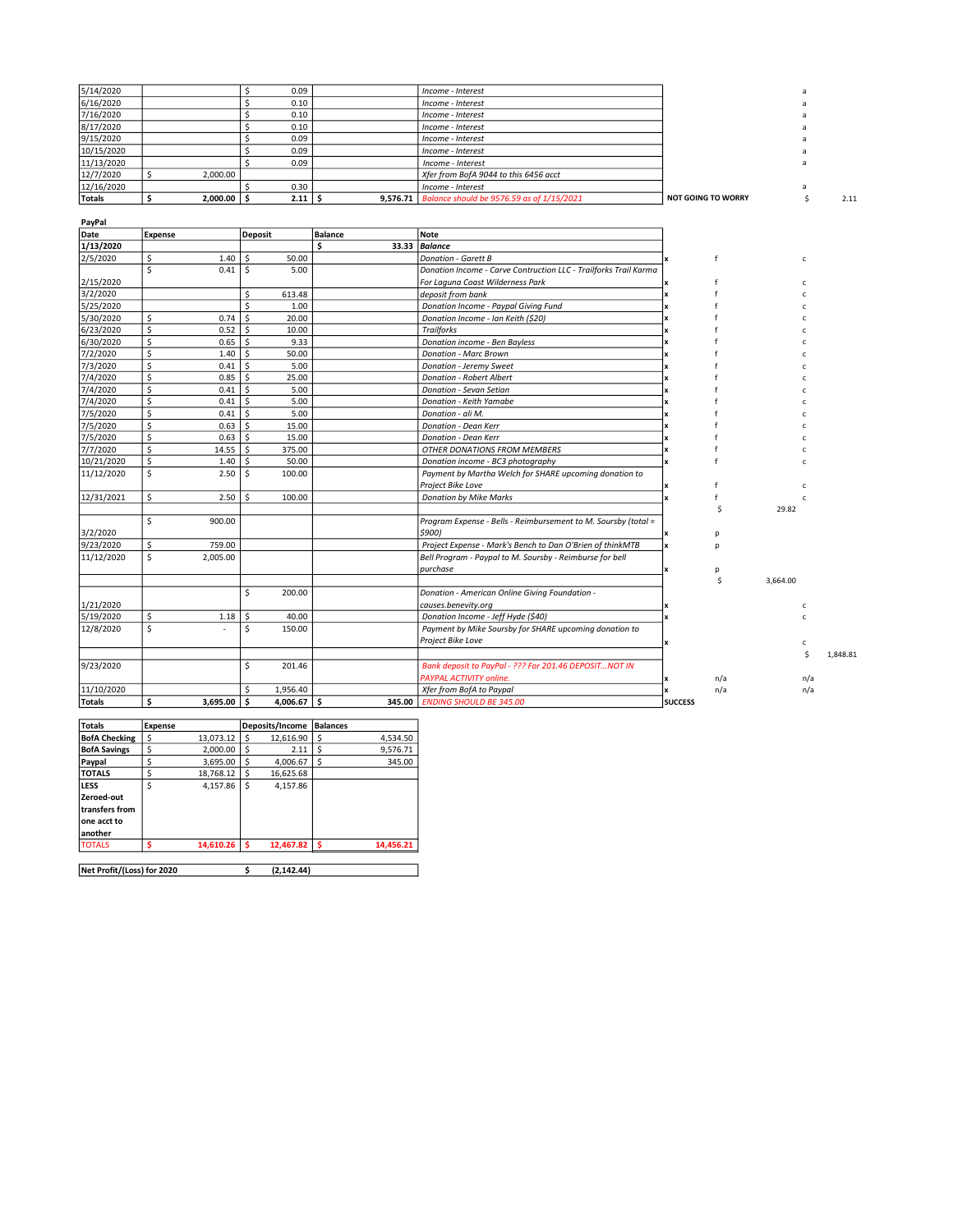| | | | | | | | |
|---|---|---|---|---|---|---|---|
| 5/14/2020 | | $ 0.09 | | *Income - Interest* | | a | |
| 6/16/2020 | | $ 0.10 | | *Income - Interest* | | a | |
| 7/16/2020 | | $ 0.10 | | *Income - Interest* | | a | |
| 8/17/2020 | | $ 0.10 | | *Income - Interest* | | a | |
| 9/15/2020 | | $ 0.09 | | *Income - Interest* | | a | |
| 10/15/2020 | | $ 0.09 | | *Income - Interest* | | a | |
| 11/13/2020 | | $ 0.09 | | *Income - Interest* | | a | |
| 12/7/2020 | $ 2,000.00 | | | *Xfer from BofA 9044 to this 6456 acct* | | | |
| 12/16/2020 | | $ 0.30 | | *Income - Interest* | | a | |
| **Totals** | **$ 2,000.00** | **$ 2.11** | **$ 9,576.71** | *Balance should be 9576.59 as of 1/15/2021* | **NOT GOING TO WORRY** | $ | 2.11 |

**PayPal**

| Date | Expense | Deposit | Balance | Note | | | | |
|---|---|---|---|---|---|---|---|---|
| **1/13/2020** | | | **$ 33.33** | ***Balance*** | | | | |
| 2/5/2020 | $ 1.40 | $ 50.00 | | *Donation - Garett B* | x | f | c | |
| 2/15/2020 | $ 0.41 | $ 5.00 | | *Donation Income - Carve Contruction LLC - Trailforks Trail Karma For Laguna Coast Wilderness Park* | x | f | c | |
| 3/2/2020 | | $ 613.48 | | *deposit from bank* | x | f | c | |
| 5/25/2020 | | $ 1.00 | | *Donation Income - Paypal Giving Fund* | x | f | c | |
| 5/30/2020 | $ 0.74 | $ 20.00 | | *Donation Income - Ian Keith ($20)* | x | f | c | |
| 6/23/2020 | $ 0.52 | $ 10.00 | | *Trailforks* | x | f | c | |
| 6/30/2020 | $ 0.65 | $ 9.33 | | *Donation income - Ben Bayless* | x | f | c | |
| 7/2/2020 | $ 1.40 | $ 50.00 | | *Donation - Marc Brown* | x | f | c | |
| 7/3/2020 | $ 0.41 | $ 5.00 | | *Donation - Jeremy Sweet* | x | f | c | |
| 7/4/2020 | $ 0.85 | $ 25.00 | | *Donation - Robert Albert* | x | f | c | |
| 7/4/2020 | $ 0.41 | $ 5.00 | | *Donation - Sevan Setian* | x | f | c | |
| 7/4/2020 | $ 0.41 | $ 5.00 | | *Donation - Keith Yamabe* | x | f | c | |
| 7/5/2020 | $ 0.41 | $ 5.00 | | *Donation - ali M.* | x | f | c | |
| 7/5/2020 | $ 0.63 | $ 15.00 | | *Donation - Dean Kerr* | x | f | c | |
| 7/5/2020 | $ 0.63 | $ 15.00 | | *Donation - Dean Kerr* | x | f | c | |
| 7/7/2020 | $ 14.55 | $ 375.00 | | *OTHER DONATIONS FROM MEMBERS* | x | f | c | |
| 10/21/2020 | $ 1.40 | $ 50.00 | | *Donation income - BC3 photography* | x | f | c | |
| 11/12/2020 | $ 2.50 | $ 100.00 | | *Payment by Martha Welch for SHARE upcoming donation to Project Bike Love* | x | f | c | |
| 12/31/2021 | $ 2.50 | $ 100.00 | | *Donation by Mike Marks* | x | f | c | |
| | | | | | | $ | 29.82 | |
| 3/2/2020 | $ 900.00 | | | *Program Expense - Bells - Reimbursement to M. Soursby (total = $900)* | x | p | | |
| 9/23/2020 | $ 759.00 | | | *Project Expense - Mark's Bench to Dan O'Brien of thinkMTB* | x | p | | |
| 11/12/2020 | $ 2,005.00 | | | *Bell Program - Paypal to M. Soursby - Reimburse for bell purchase* | x | p | | |
| | | | | | | $ | 3,664.00 | |
| 1/21/2020 | | $ 200.00 | | *Donation - American Online Giving Foundation - causes.benevity.org* | x | | c | |
| 5/19/2020 | $ 1.18 | $ 40.00 | | *Donation Income - Jeff Hyde ($40)* | x | | c | |
| 12/8/2020 | $ - | $ 150.00 | | *Payment by Mike Soursby for SHARE upcoming donation to Project Bike Love* | x | | c | |
| | | | | | | | $ | 1,848.81 |
| 9/23/2020 | | $ 201.46 | | *Bank deposit to PayPal - ??? For 201.46 DEPOSIT...NOT IN PAYPAL ACTIVITY online.* | x | n/a | n/a | |
| 11/10/2020 | | $ 1,956.40 | | *Xfer from BofA to Paypal* | x | n/a | n/a | |
| **Totals** | **$ 3,695.00** | **$ 4,006.67** | **$ 345.00** | *ENDING SHOULD BE 345.00* | **SUCCESS** | | | |

| Totals | Expense | Deposits/Income | Balances |
|---|---|---|---|
| **BofA Checking** | $ 13,073.12 | $ 12,616.90 | $ 4,534.50 |
| **BofA Savings** | $ 2,000.00 | $ 2.11 | $ 9,576.71 |
| **Paypal** | $ 3,695.00 | $ 4,006.67 | $ 345.00 |
| **TOTALS** | $ 18,768.12 | $ 16,625.68 | |
| **LESS Zeroed-out transfers from one acct to another** | $ 4,157.86 | $ 4,157.86 | |
| TOTALS | **$ 14,610.26** | **$ 12,467.82** | **$ 14,456.21** |

| Net Profit/(Loss) for 2020 | $ (2,142.44) |
|---|---|